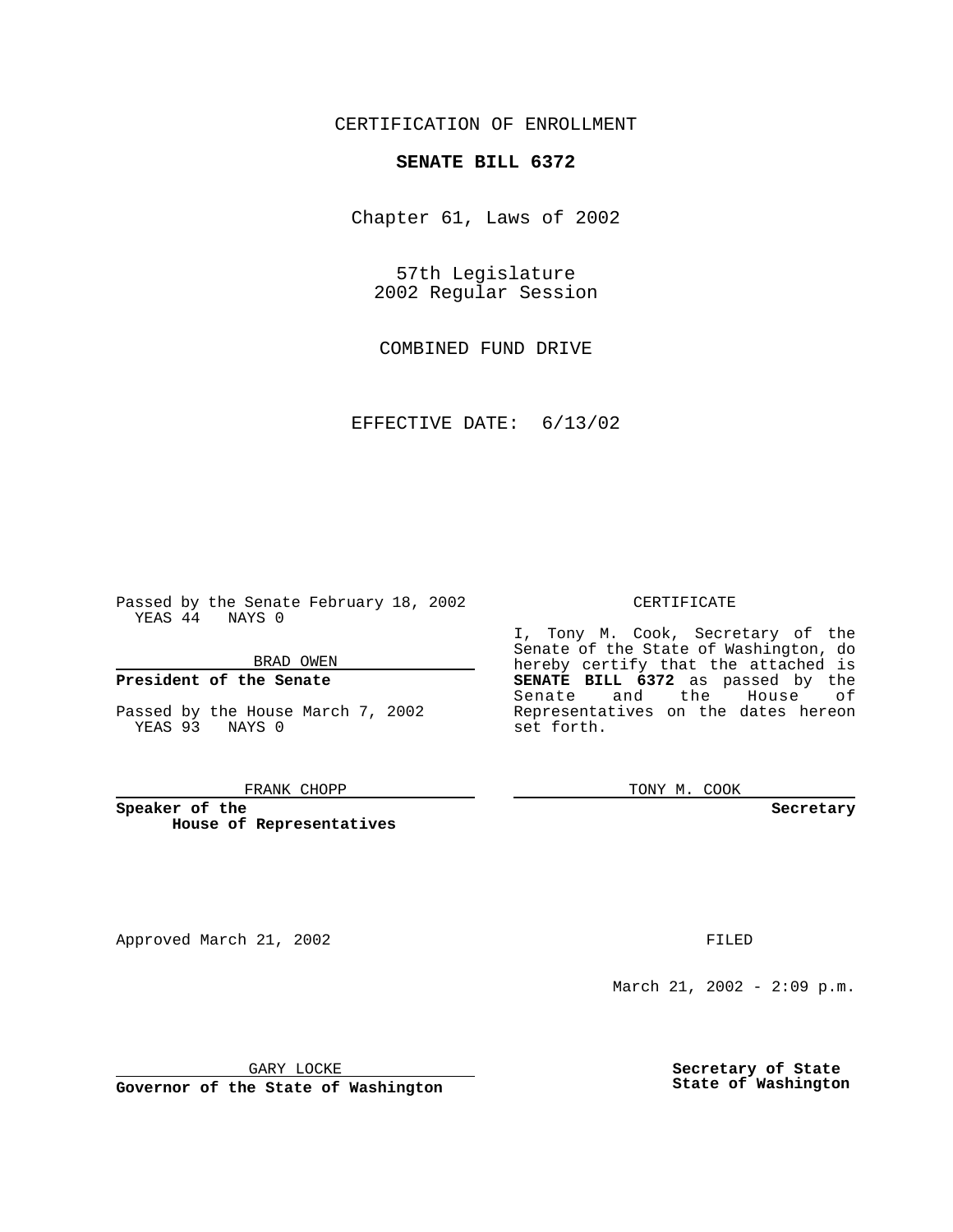CERTIFICATION OF ENROLLMENT

# SENATE BILL 6372

Chapter 61, Laws of 2002

57th Legislature
2002 Regular Session

COMBINED FUND DRIVE

EFFECTIVE DATE: 6/13/02

Passed by the Senate February 18, 2002
YEAS 44 NAYS 0

BRAD OWEN

**President of the Senate**

Passed by the House March 7, 2002
YEAS 93 NAYS 0

FRANK CHOPP

**Speaker of the House of Representatives**

CERTIFICATE

I, Tony M. Cook, Secretary of the Senate of the State of Washington, do hereby certify that the attached is **SENATE BILL 6372** as passed by the Senate and the House of Representatives on the dates hereon set forth.

TONY M. COOK

**Secretary**

Approved March 21, 2002

GARY LOCKE

**Governor of the State of Washington**

FILED

March 21, 2002 - 2:09 p.m.

**Secretary of State**
**State of Washington**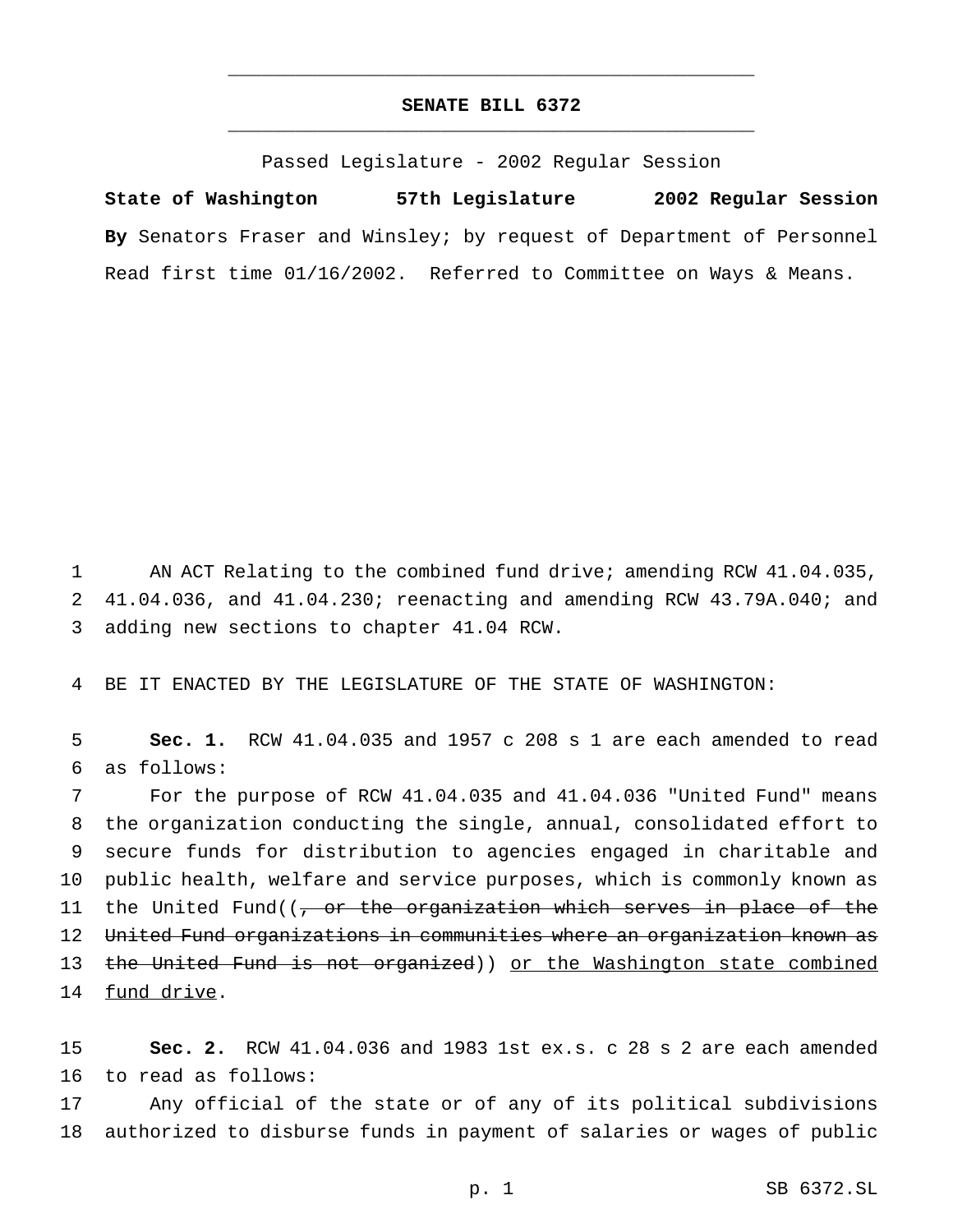# SENATE BILL 6372

Passed Legislature - 2002 Regular Session

**State of Washington 57th Legislature 2002 Regular Session**

**By** Senators Fraser and Winsley; by request of Department of Personnel

Read first time 01/16/2002. Referred to Committee on Ways & Means.

1 AN ACT Relating to the combined fund drive; amending RCW 41.04.035, 2 41.04.036, and 41.04.230; reenacting and amending RCW 43.79A.040; and 3 adding new sections to chapter 41.04 RCW.

4 BE IT ENACTED BY THE LEGISLATURE OF THE STATE OF WASHINGTON:

5 **Sec. 1.** RCW 41.04.035 and 1957 c 208 s 1 are each amended to read 6 as follows:

7 For the purpose of RCW 41.04.035 and 41.04.036 "United Fund" means 8 the organization conducting the single, annual, consolidated effort to 9 secure funds for distribution to agencies engaged in charitable and 10 public health, welfare and service purposes, which is commonly known as 11 the United Fund((~~, or the organization which serves in place of the~~ 12 ~~United Fund organizations in communities where an organization known as~~ 13 ~~the United Fund is not organized~~)) <u>or the Washington state combined</u> 14 <u>fund drive</u>.

15 **Sec. 2.** RCW 41.04.036 and 1983 1st ex.s. c 28 s 2 are each amended 16 to read as follows:

17 Any official of the state or of any of its political subdivisions 18 authorized to disburse funds in payment of salaries or wages of public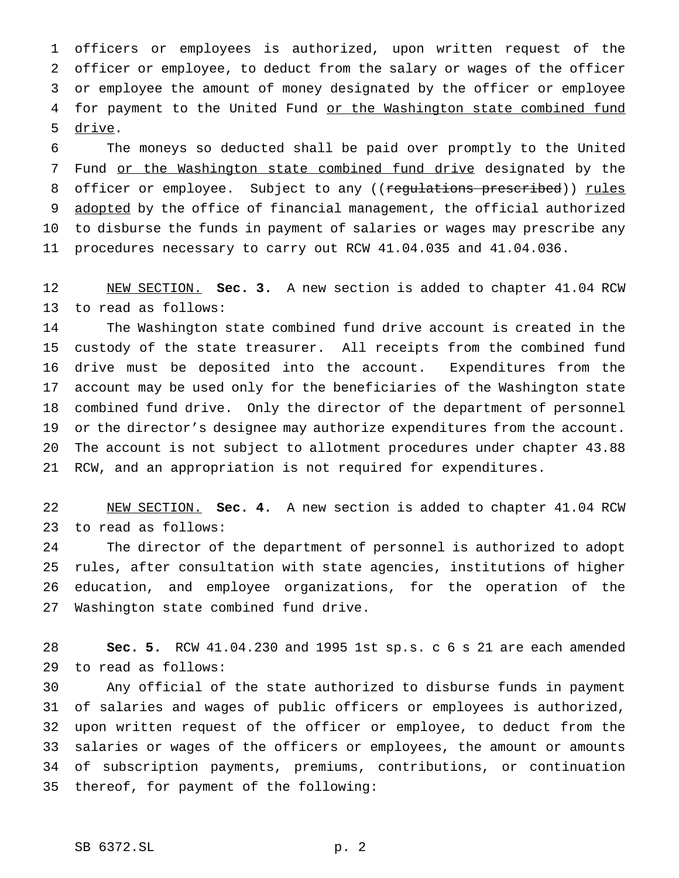officers or employees is authorized, upon written request of the officer or employee, to deduct from the salary or wages of the officer or employee the amount of money designated by the officer or employee for payment to the United Fund <u>or the Washington state combined fund drive</u>.

The moneys so deducted shall be paid over promptly to the United Fund <u>or the Washington state combined fund drive</u> designated by the officer or employee. Subject to any ((~~regulations prescribed~~)) <u>rules adopted</u> by the office of financial management, the official authorized to disburse the funds in payment of salaries or wages may prescribe any procedures necessary to carry out RCW 41.04.035 and 41.04.036.

<u>NEW SECTION.</u> **Sec. 3.** A new section is added to chapter 41.04 RCW to read as follows:

The Washington state combined fund drive account is created in the custody of the state treasurer. All receipts from the combined fund drive must be deposited into the account. Expenditures from the account may be used only for the beneficiaries of the Washington state combined fund drive. Only the director of the department of personnel or the director's designee may authorize expenditures from the account. The account is not subject to allotment procedures under chapter 43.88 RCW, and an appropriation is not required for expenditures.

<u>NEW SECTION.</u> **Sec. 4.** A new section is added to chapter 41.04 RCW to read as follows:

The director of the department of personnel is authorized to adopt rules, after consultation with state agencies, institutions of higher education, and employee organizations, for the operation of the Washington state combined fund drive.

**Sec. 5.** RCW 41.04.230 and 1995 1st sp.s. c 6 s 21 are each amended to read as follows:

Any official of the state authorized to disburse funds in payment of salaries and wages of public officers or employees is authorized, upon written request of the officer or employee, to deduct from the salaries or wages of the officers or employees, the amount or amounts of subscription payments, premiums, contributions, or continuation thereof, for payment of the following: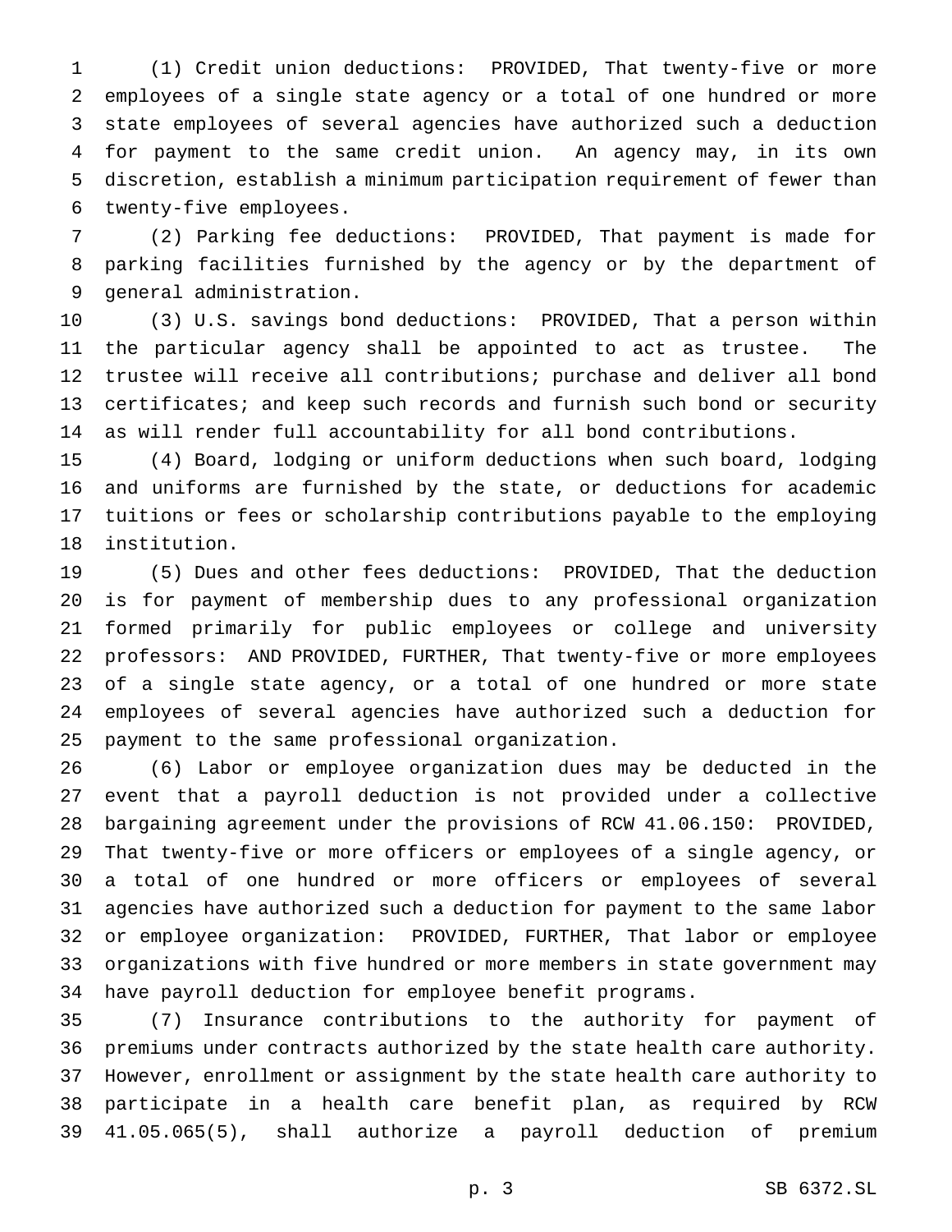(1) Credit union deductions: PROVIDED, That twenty-five or more employees of a single state agency or a total of one hundred or more state employees of several agencies have authorized such a deduction for payment to the same credit union. An agency may, in its own discretion, establish a minimum participation requirement of fewer than twenty-five employees.

(2) Parking fee deductions: PROVIDED, That payment is made for parking facilities furnished by the agency or by the department of general administration.

(3) U.S. savings bond deductions: PROVIDED, That a person within the particular agency shall be appointed to act as trustee. The trustee will receive all contributions; purchase and deliver all bond certificates; and keep such records and furnish such bond or security as will render full accountability for all bond contributions.

(4) Board, lodging or uniform deductions when such board, lodging and uniforms are furnished by the state, or deductions for academic tuitions or fees or scholarship contributions payable to the employing institution.

(5) Dues and other fees deductions: PROVIDED, That the deduction is for payment of membership dues to any professional organization formed primarily for public employees or college and university professors: AND PROVIDED, FURTHER, That twenty-five or more employees of a single state agency, or a total of one hundred or more state employees of several agencies have authorized such a deduction for payment to the same professional organization.

(6) Labor or employee organization dues may be deducted in the event that a payroll deduction is not provided under a collective bargaining agreement under the provisions of RCW 41.06.150: PROVIDED, That twenty-five or more officers or employees of a single agency, or a total of one hundred or more officers or employees of several agencies have authorized such a deduction for payment to the same labor or employee organization: PROVIDED, FURTHER, That labor or employee organizations with five hundred or more members in state government may have payroll deduction for employee benefit programs.

(7) Insurance contributions to the authority for payment of premiums under contracts authorized by the state health care authority. However, enrollment or assignment by the state health care authority to participate in a health care benefit plan, as required by RCW 41.05.065(5), shall authorize a payroll deduction of premium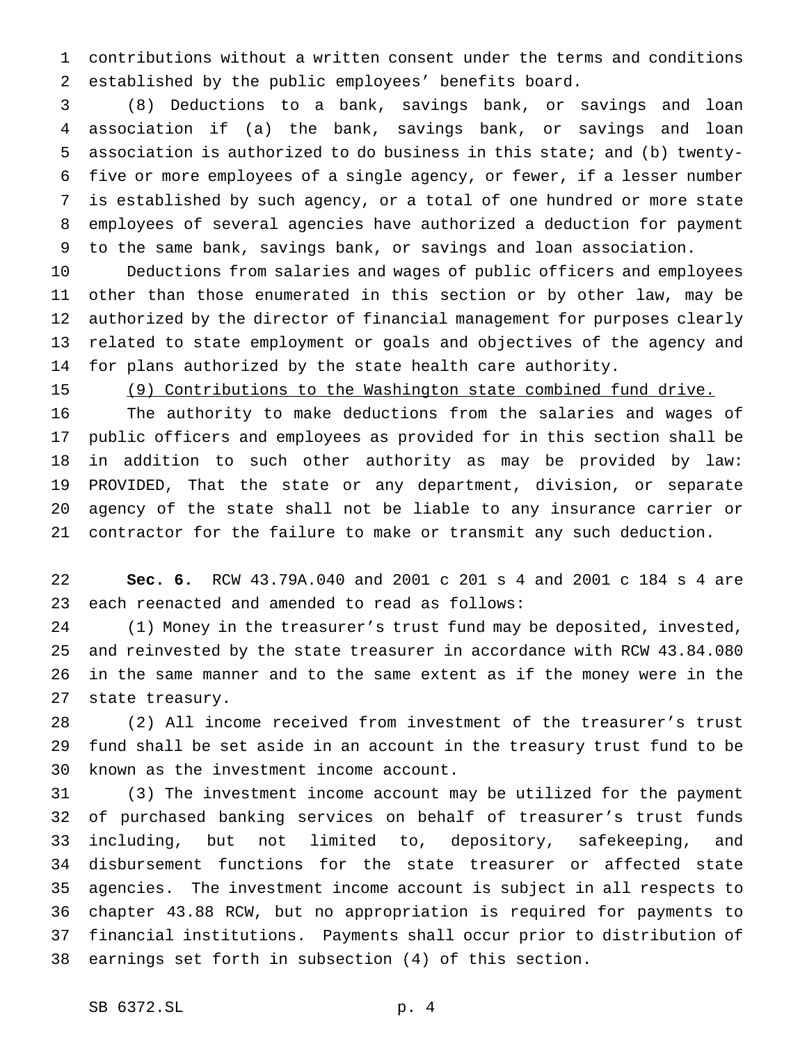contributions without a written consent under the terms and conditions established by the public employees' benefits board.

(8) Deductions to a bank, savings bank, or savings and loan association if (a) the bank, savings bank, or savings and loan association is authorized to do business in this state; and (b) twenty-five or more employees of a single agency, or fewer, if a lesser number is established by such agency, or a total of one hundred or more state employees of several agencies have authorized a deduction for payment to the same bank, savings bank, or savings and loan association.

Deductions from salaries and wages of public officers and employees other than those enumerated in this section or by other law, may be authorized by the director of financial management for purposes clearly related to state employment or goals and objectives of the agency and for plans authorized by the state health care authority.

<u>(9) Contributions to the Washington state combined fund drive.</u>

The authority to make deductions from the salaries and wages of public officers and employees as provided for in this section shall be in addition to such other authority as may be provided by law: PROVIDED, That the state or any department, division, or separate agency of the state shall not be liable to any insurance carrier or contractor for the failure to make or transmit any such deduction.

**Sec. 6.** RCW 43.79A.040 and 2001 c 201 s 4 and 2001 c 184 s 4 are each reenacted and amended to read as follows:

(1) Money in the treasurer's trust fund may be deposited, invested, and reinvested by the state treasurer in accordance with RCW 43.84.080 in the same manner and to the same extent as if the money were in the state treasury.

(2) All income received from investment of the treasurer's trust fund shall be set aside in an account in the treasury trust fund to be known as the investment income account.

(3) The investment income account may be utilized for the payment of purchased banking services on behalf of treasurer's trust funds including, but not limited to, depository, safekeeping, and disbursement functions for the state treasurer or affected state agencies. The investment income account is subject in all respects to chapter 43.88 RCW, but no appropriation is required for payments to financial institutions. Payments shall occur prior to distribution of earnings set forth in subsection (4) of this section.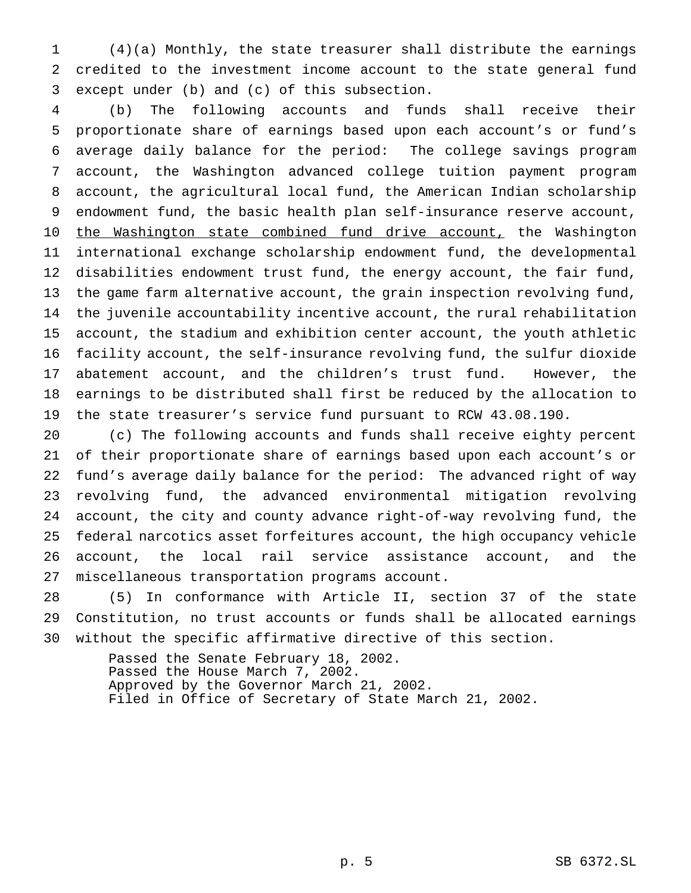(4)(a) Monthly, the state treasurer shall distribute the earnings credited to the investment income account to the state general fund except under (b) and (c) of this subsection.

(b) The following accounts and funds shall receive their proportionate share of earnings based upon each account's or fund's average daily balance for the period: The college savings program account, the Washington advanced college tuition payment program account, the agricultural local fund, the American Indian scholarship endowment fund, the basic health plan self-insurance reserve account, <u>the Washington state combined fund drive account,</u> the Washington international exchange scholarship endowment fund, the developmental disabilities endowment trust fund, the energy account, the fair fund, the game farm alternative account, the grain inspection revolving fund, the juvenile accountability incentive account, the rural rehabilitation account, the stadium and exhibition center account, the youth athletic facility account, the self-insurance revolving fund, the sulfur dioxide abatement account, and the children's trust fund. However, the earnings to be distributed shall first be reduced by the allocation to the state treasurer's service fund pursuant to RCW 43.08.190.

(c) The following accounts and funds shall receive eighty percent of their proportionate share of earnings based upon each account's or fund's average daily balance for the period: The advanced right of way revolving fund, the advanced environmental mitigation revolving account, the city and county advance right-of-way revolving fund, the federal narcotics asset forfeitures account, the high occupancy vehicle account, the local rail service assistance account, and the miscellaneous transportation programs account.

(5) In conformance with Article II, section 37 of the state Constitution, no trust accounts or funds shall be allocated earnings without the specific affirmative directive of this section.

Passed the Senate February 18, 2002.
Passed the House March 7, 2002.
Approved by the Governor March 21, 2002.
Filed in Office of Secretary of State March 21, 2002.